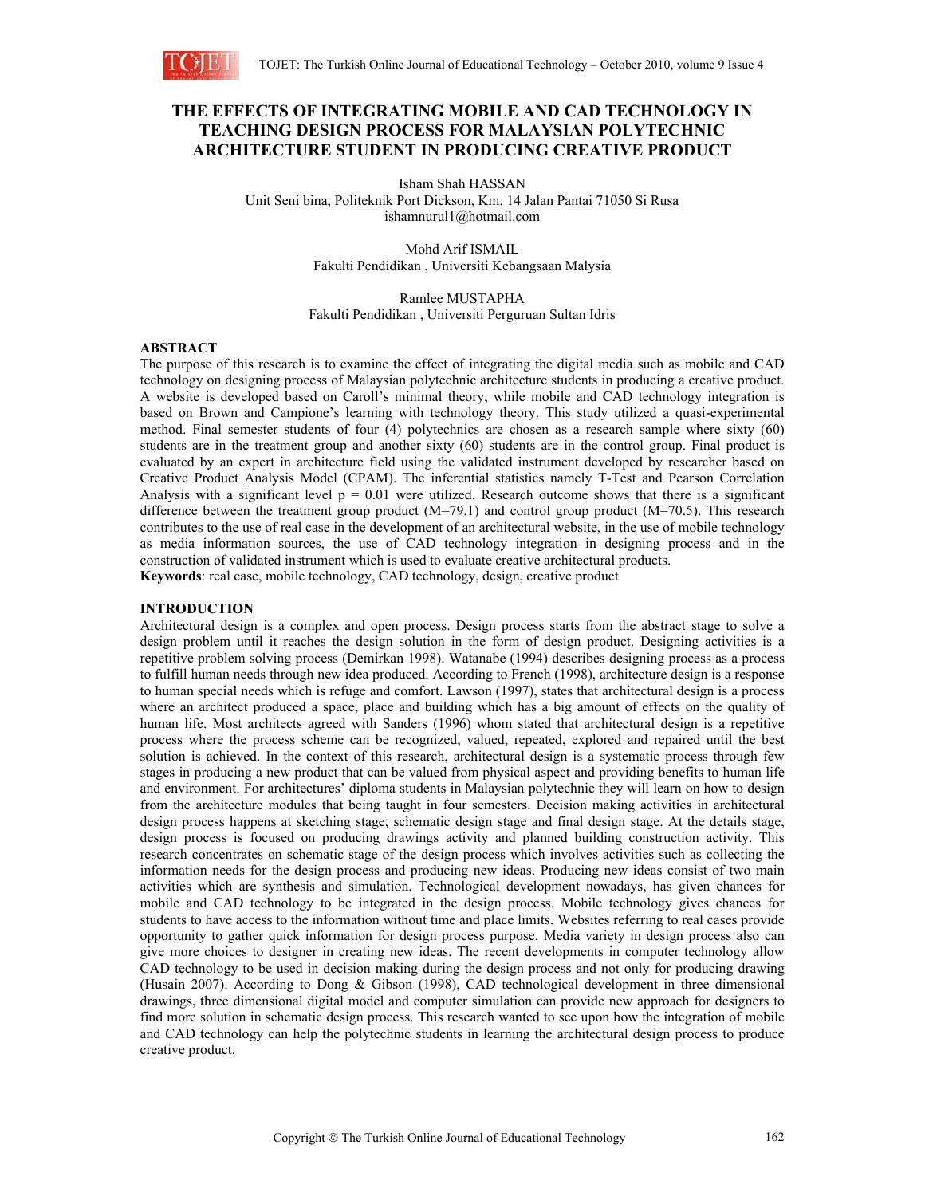# THE EFFECTS OF INTEGRATING MOBILE AND CAD TECHNOLOGY IN TEACHING DESIGN PROCESS FOR MALAYSIAN POLYTECHNIC ARCHITECTURE STUDENT IN PRODUCING CREATIVE PRODUCT

Isham Shah HASSAN
Unit Seni bina, Politeknik Port Dickson, Km. 14 Jalan Pantai 71050 Si Rusa
ishamnurul1@hotmail.com

Mohd Arif ISMAIL
Fakulti Pendidikan , Universiti Kebangsaan Malysia

Ramlee MUSTAPHA
Fakulti Pendidikan , Universiti Perguruan Sultan Idris

## ABSTRACT

The purpose of this research is to examine the effect of integrating the digital media such as mobile and CAD technology on designing process of Malaysian polytechnic architecture students in producing a creative product. A website is developed based on Caroll's minimal theory, while mobile and CAD technology integration is based on Brown and Campione's learning with technology theory. This study utilized a quasi-experimental method. Final semester students of four (4) polytechnics are chosen as a research sample where sixty (60) students are in the treatment group and another sixty (60) students are in the control group. Final product is evaluated by an expert in architecture field using the validated instrument developed by researcher based on Creative Product Analysis Model (CPAM). The inferential statistics namely T-Test and Pearson Correlation Analysis with a significant level $p = 0.01$ were utilized. Research outcome shows that there is a significant difference between the treatment group product (M=79.1) and control group product (M=70.5). This research contributes to the use of real case in the development of an architectural website, in the use of mobile technology as media information sources, the use of CAD technology integration in designing process and in the construction of validated instrument which is used to evaluate creative architectural products.

**Keywords**: real case, mobile technology, CAD technology, design, creative product

## INTRODUCTION

Architectural design is a complex and open process. Design process starts from the abstract stage to solve a design problem until it reaches the design solution in the form of design product. Designing activities is a repetitive problem solving process (Demirkan 1998). Watanabe (1994) describes designing process as a process to fulfill human needs through new idea produced. According to French (1998), architecture design is a response to human special needs which is refuge and comfort. Lawson (1997), states that architectural design is a process where an architect produced a space, place and building which has a big amount of effects on the quality of human life. Most architects agreed with Sanders (1996) whom stated that architectural design is a repetitive process where the process scheme can be recognized, valued, repeated, explored and repaired until the best solution is achieved. In the context of this research, architectural design is a systematic process through few stages in producing a new product that can be valued from physical aspect and providing benefits to human life and environment. For architectures' diploma students in Malaysian polytechnic they will learn on how to design from the architecture modules that being taught in four semesters. Decision making activities in architectural design process happens at sketching stage, schematic design stage and final design stage. At the details stage, design process is focused on producing drawings activity and planned building construction activity. This research concentrates on schematic stage of the design process which involves activities such as collecting the information needs for the design process and producing new ideas. Producing new ideas consist of two main activities which are synthesis and simulation. Technological development nowadays, has given chances for mobile and CAD technology to be integrated in the design process. Mobile technology gives chances for students to have access to the information without time and place limits. Websites referring to real cases provide opportunity to gather quick information for design process purpose. Media variety in design process also can give more choices to designer in creating new ideas. The recent developments in computer technology allow CAD technology to be used in decision making during the design process and not only for producing drawing (Husain 2007). According to Dong & Gibson (1998), CAD technological development in three dimensional drawings, three dimensional digital model and computer simulation can provide new approach for designers to find more solution in schematic design process. This research wanted to see upon how the integration of mobile and CAD technology can help the polytechnic students in learning the architectural design process to produce creative product.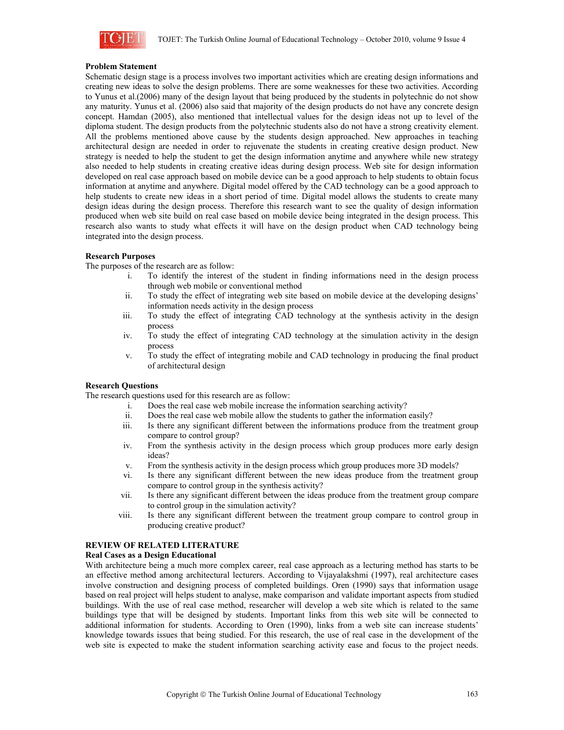**Problem Statement**

Schematic design stage is a process involves two important activities which are creating design informations and creating new ideas to solve the design problems. There are some weaknesses for these two activities. According to Yunus et al.(2006) many of the design layout that being produced by the students in polytechnic do not show any maturity. Yunus et al. (2006) also said that majority of the design products do not have any concrete design concept. Hamdan (2005), also mentioned that intellectual values for the design ideas not up to level of the diploma student. The design products from the polytechnic students also do not have a strong creativity element. All the problems mentioned above cause by the students design approached. New approaches in teaching architectural design are needed in order to rejuvenate the students in creating creative design product. New strategy is needed to help the student to get the design information anytime and anywhere while new strategy also needed to help students in creating creative ideas during design process. Web site for design information developed on real case approach based on mobile device can be a good approach to help students to obtain focus information at anytime and anywhere. Digital model offered by the CAD technology can be a good approach to help students to create new ideas in a short period of time. Digital model allows the students to create many design ideas during the design process. Therefore this research want to see the quality of design information produced when web site build on real case based on mobile device being integrated in the design process. This research also wants to study what effects it will have on the design product when CAD technology being integrated into the design process.

**Research Purposes**

The purposes of the research are as follow:

i. To identify the interest of the student in finding informations need in the design process through web mobile or conventional method
ii. To study the effect of integrating web site based on mobile device at the developing designs' information needs activity in the design process
iii. To study the effect of integrating CAD technology at the synthesis activity in the design process
iv. To study the effect of integrating CAD technology at the simulation activity in the design process
v. To study the effect of integrating mobile and CAD technology in producing the final product of architectural design

**Research Questions**

The research questions used for this research are as follow:

i. Does the real case web mobile increase the information searching activity?
ii. Does the real case web mobile allow the students to gather the information easily?
iii. Is there any significant different between the informations produce from the treatment group compare to control group?
iv. From the synthesis activity in the design process which group produces more early design ideas?
v. From the synthesis activity in the design process which group produces more 3D models?
vi. Is there any significant different between the new ideas produce from the treatment group compare to control group in the synthesis activity?
vii. Is there any significant different between the ideas produce from the treatment group compare to control group in the simulation activity?
viii. Is there any significant different between the treatment group compare to control group in producing creative product?

## REVIEW OF RELATED LITERATURE

### Real Cases as a Design Educational

With architecture being a much more complex career, real case approach as a lecturing method has starts to be an effective method among architectural lecturers. According to Vijayalakshmi (1997), real architecture cases involve construction and designing process of completed buildings. Oren (1990) says that information usage based on real project will helps student to analyse, make comparison and validate important aspects from studied buildings. With the use of real case method, researcher will develop a web site which is related to the same buildings type that will be designed by students. Important links from this web site will be connected to additional information for students. According to Oren (1990), links from a web site can increase students' knowledge towards issues that being studied. For this research, the use of real case in the development of the web site is expected to make the student information searching activity ease and focus to the project needs.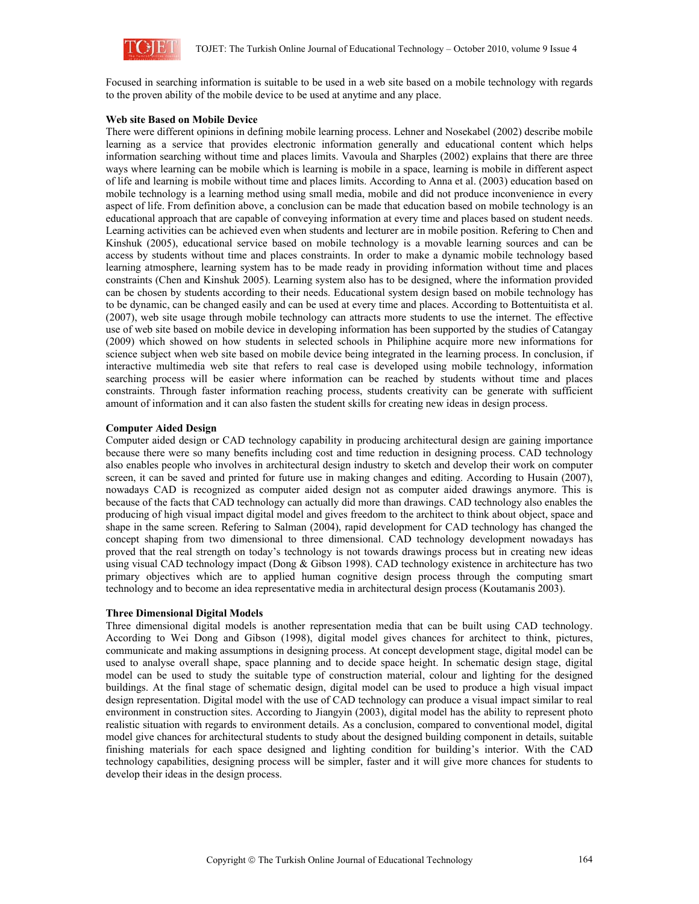Focused in searching information is suitable to be used in a web site based on a mobile technology with regards to the proven ability of the mobile device to be used at anytime and any place.

**Web site Based on Mobile Device**

There were different opinions in defining mobile learning process. Lehner and Nosekabel (2002) describe mobile learning as a service that provides electronic information generally and educational content which helps information searching without time and places limits. Vavoula and Sharples (2002) explains that there are three ways where learning can be mobile which is learning is mobile in a space, learning is mobile in different aspect of life and learning is mobile without time and places limits. According to Anna et al. (2003) education based on mobile technology is a learning method using small media, mobile and did not produce inconvenience in every aspect of life. From definition above, a conclusion can be made that education based on mobile technology is an educational approach that are capable of conveying information at every time and places based on student needs. Learning activities can be achieved even when students and lecturer are in mobile position. Refering to Chen and Kinshuk (2005), educational service based on mobile technology is a movable learning sources and can be access by students without time and places constraints. In order to make a dynamic mobile technology based learning atmosphere, learning system has to be made ready in providing information without time and places constraints (Chen and Kinshuk 2005). Learning system also has to be designed, where the information provided can be chosen by students according to their needs. Educational system design based on mobile technology has to be dynamic, can be changed easily and can be used at every time and places. According to Bottentuitista et al. (2007), web site usage through mobile technology can attracts more students to use the internet. The effective use of web site based on mobile device in developing information has been supported by the studies of Catangay (2009) which showed on how students in selected schools in Philiphine acquire more new informations for science subject when web site based on mobile device being integrated in the learning process. In conclusion, if interactive multimedia web site that refers to real case is developed using mobile technology, information searching process will be easier where information can be reached by students without time and places constraints. Through faster information reaching process, students creativity can be generate with sufficient amount of information and it can also fasten the student skills for creating new ideas in design process.

**Computer Aided Design**

Computer aided design or CAD technology capability in producing architectural design are gaining importance because there were so many benefits including cost and time reduction in designing process. CAD technology also enables people who involves in architectural design industry to sketch and develop their work on computer screen, it can be saved and printed for future use in making changes and editing. According to Husain (2007), nowadays CAD is recognized as computer aided design not as computer aided drawings anymore. This is because of the facts that CAD technology can actually did more than drawings. CAD technology also enables the producing of high visual impact digital model and gives freedom to the architect to think about object, space and shape in the same screen. Refering to Salman (2004), rapid development for CAD technology has changed the concept shaping from two dimensional to three dimensional. CAD technology development nowadays has proved that the real strength on today's technology is not towards drawings process but in creating new ideas using visual CAD technology impact (Dong & Gibson 1998). CAD technology existence in architecture has two primary objectives which are to applied human cognitive design process through the computing smart technology and to become an idea representative media in architectural design process (Koutamanis 2003).

**Three Dimensional Digital Models**

Three dimensional digital models is another representation media that can be built using CAD technology. According to Wei Dong and Gibson (1998), digital model gives chances for architect to think, pictures, communicate and making assumptions in designing process. At concept development stage, digital model can be used to analyse overall shape, space planning and to decide space height. In schematic design stage, digital model can be used to study the suitable type of construction material, colour and lighting for the designed buildings. At the final stage of schematic design, digital model can be used to produce a high visual impact design representation. Digital model with the use of CAD technology can produce a visual impact similar to real environment in construction sites. According to Jiangyin (2003), digital model has the ability to represent photo realistic situation with regards to environment details. As a conclusion, compared to conventional model, digital model give chances for architectural students to study about the designed building component in details, suitable finishing materials for each space designed and lighting condition for building's interior. With the CAD technology capabilities, designing process will be simpler, faster and it will give more chances for students to develop their ideas in the design process.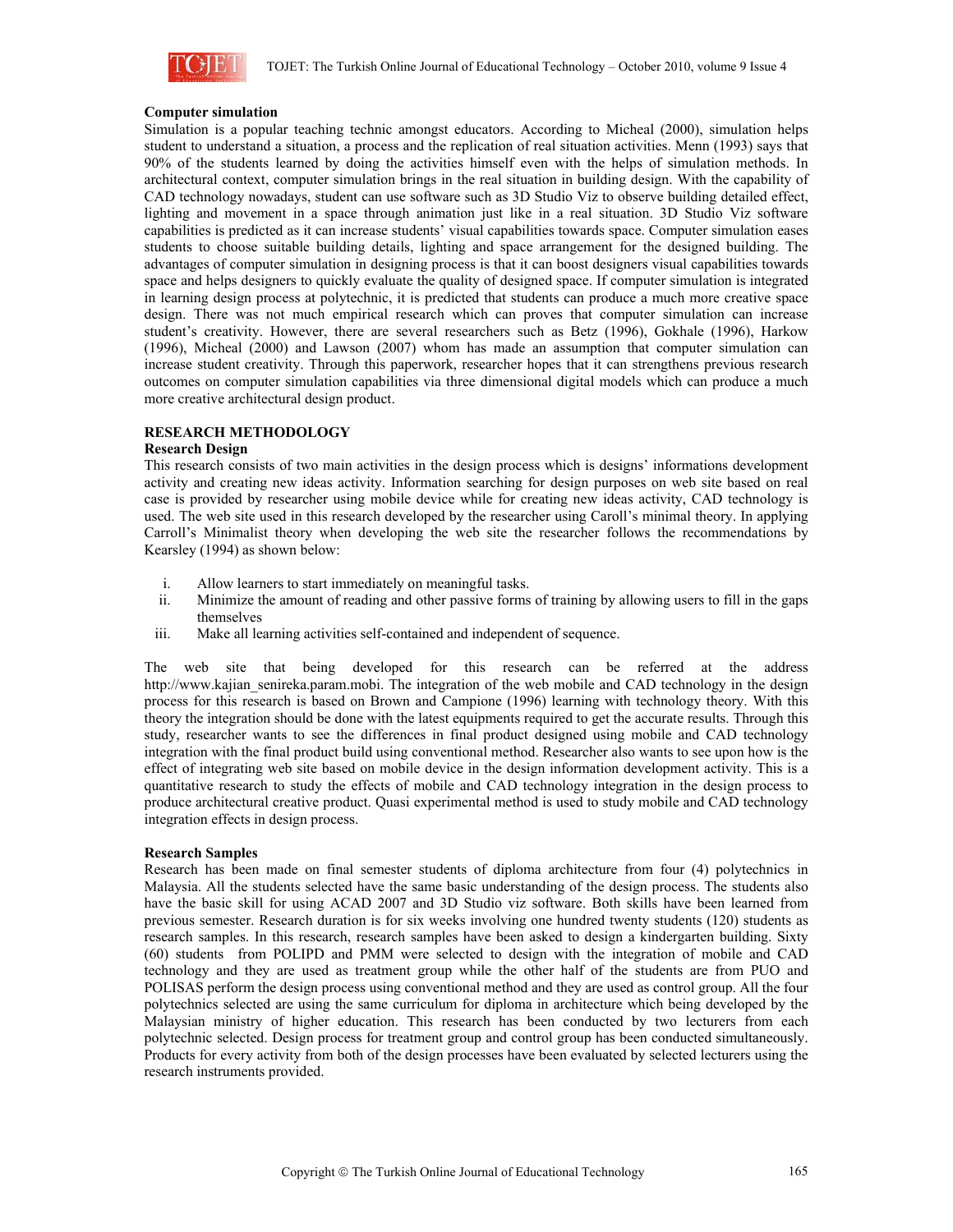**Computer simulation**

Simulation is a popular teaching technic amongst educators. According to Micheal (2000), simulation helps student to understand a situation, a process and the replication of real situation activities. Menn (1993) says that 90% of the students learned by doing the activities himself even with the helps of simulation methods. In architectural context, computer simulation brings in the real situation in building design. With the capability of CAD technology nowadays, student can use software such as 3D Studio Viz to observe building detailed effect, lighting and movement in a space through animation just like in a real situation. 3D Studio Viz software capabilities is predicted as it can increase students' visual capabilities towards space. Computer simulation eases students to choose suitable building details, lighting and space arrangement for the designed building. The advantages of computer simulation in designing process is that it can boost designers visual capabilities towards space and helps designers to quickly evaluate the quality of designed space. If computer simulation is integrated in learning design process at polytechnic, it is predicted that students can produce a much more creative space design. There was not much empirical research which can proves that computer simulation can increase student's creativity. However, there are several researchers such as Betz (1996), Gokhale (1996), Harkow (1996), Micheal (2000) and Lawson (2007) whom has made an assumption that computer simulation can increase student creativity. Through this paperwork, researcher hopes that it can strengthens previous research outcomes on computer simulation capabilities via three dimensional digital models which can produce a much more creative architectural design product.

## RESEARCH METHODOLOGY

### Research Design

This research consists of two main activities in the design process which is designs' informations development activity and creating new ideas activity. Information searching for design purposes on web site based on real case is provided by researcher using mobile device while for creating new ideas activity, CAD technology is used. The web site used in this research developed by the researcher using Caroll's minimal theory. In applying Carroll's Minimalist theory when developing the web site the researcher follows the recommendations by Kearsley (1994) as shown below:

i. Allow learners to start immediately on meaningful tasks.
ii. Minimize the amount of reading and other passive forms of training by allowing users to fill in the gaps themselves
iii. Make all learning activities self-contained and independent of sequence.

The web site that being developed for this research can be referred at the address http://www.kajian_senireka.param.mobi. The integration of the web mobile and CAD technology in the design process for this research is based on Brown and Campione (1996) learning with technology theory. With this theory the integration should be done with the latest equipments required to get the accurate results. Through this study, researcher wants to see the differences in final product designed using mobile and CAD technology integration with the final product build using conventional method. Researcher also wants to see upon how is the effect of integrating web site based on mobile device in the design information development activity. This is a quantitative research to study the effects of mobile and CAD technology integration in the design process to produce architectural creative product. Quasi experimental method is used to study mobile and CAD technology integration effects in design process.

### Research Samples

Research has been made on final semester students of diploma architecture from four (4) polytechnics in Malaysia. All the students selected have the same basic understanding of the design process. The students also have the basic skill for using ACAD 2007 and 3D Studio viz software. Both skills have been learned from previous semester. Research duration is for six weeks involving one hundred twenty students (120) students as research samples. In this research, research samples have been asked to design a kindergarten building. Sixty (60) students from POLIPD and PMM were selected to design with the integration of mobile and CAD technology and they are used as treatment group while the other half of the students are from PUO and POLISAS perform the design process using conventional method and they are used as control group. All the four polytechnics selected are using the same curriculum for diploma in architecture which being developed by the Malaysian ministry of higher education. This research has been conducted by two lecturers from each polytechnic selected. Design process for treatment group and control group has been conducted simultaneously. Products for every activity from both of the design processes have been evaluated by selected lecturers using the research instruments provided.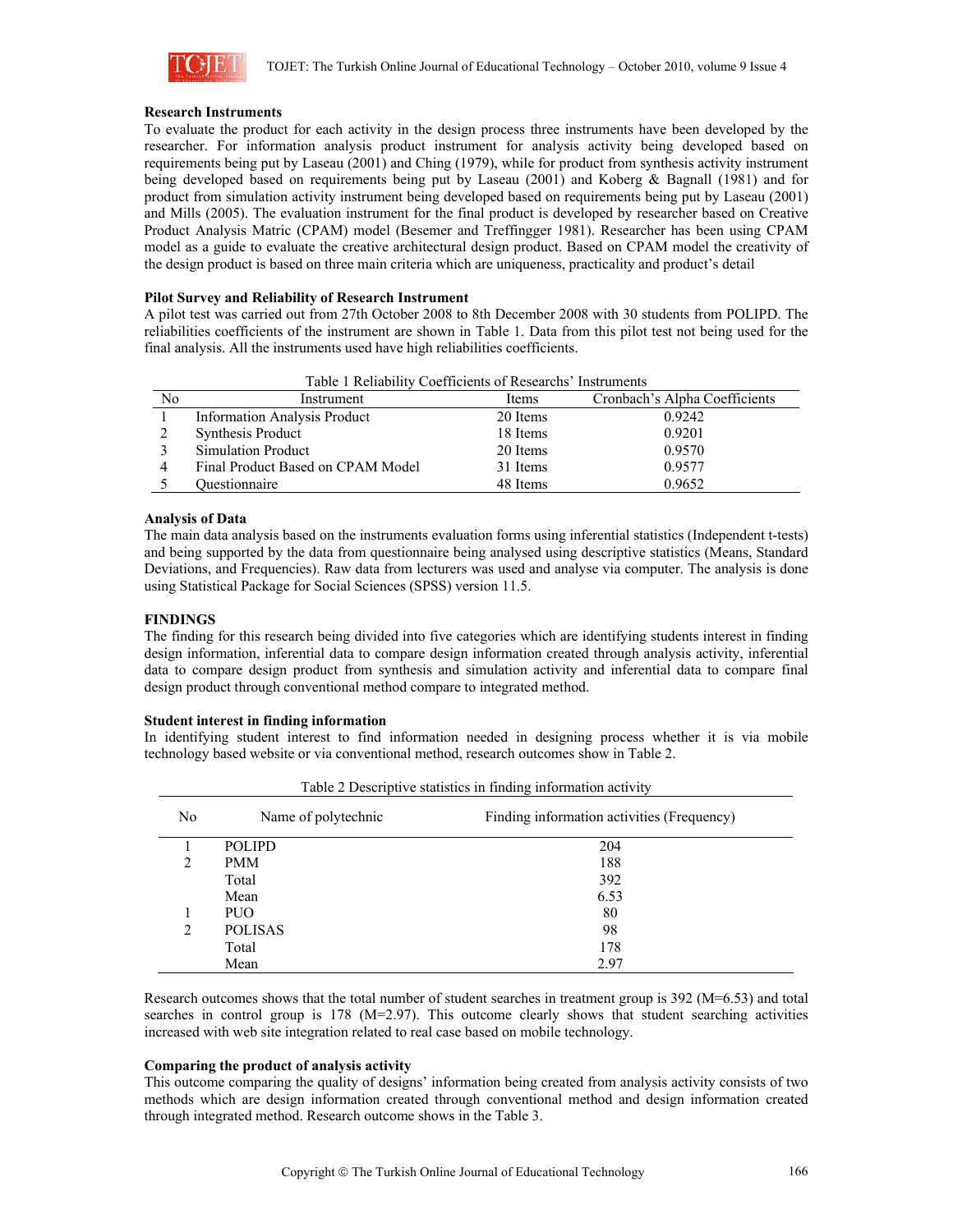### Research Instruments

To evaluate the product for each activity in the design process three instruments have been developed by the researcher. For information analysis product instrument for analysis activity being developed based on requirements being put by Laseau (2001) and Ching (1979), while for product from synthesis activity instrument being developed based on requirements being put by Laseau (2001) and Koberg & Bagnall (1981) and for product from simulation activity instrument being developed based on requirements being put by Laseau (2001) and Mills (2005). The evaluation instrument for the final product is developed by researcher based on Creative Product Analysis Matric (CPAM) model (Besemer and Treffingger 1981). Researcher has been using CPAM model as a guide to evaluate the creative architectural design product. Based on CPAM model the creativity of the design product is based on three main criteria which are uniqueness, practicality and product's detail

### Pilot Survey and Reliability of Research Instrument

A pilot test was carried out from 27th October 2008 to 8th December 2008 with 30 students from POLIPD. The reliabilities coefficients of the instrument are shown in Table 1. Data from this pilot test not being used for the final analysis. All the instruments used have high reliabilities coefficients.

Table 1 Reliability Coefficients of Researchs' Instruments

| No | Instrument | Items | Cronbach's Alpha Coefficients |
|---|---|---|---|
| 1 | Information Analysis Product | 20 Items | 0.9242 |
| 2 | Synthesis Product | 18 Items | 0.9201 |
| 3 | Simulation Product | 20 Items | 0.9570 |
| 4 | Final Product Based on CPAM Model | 31 Items | 0.9577 |
| 5 | Questionnaire | 48 Items | 0.9652 |

### Analysis of Data

The main data analysis based on the instruments evaluation forms using inferential statistics (Independent t-tests) and being supported by the data from questionnaire being analysed using descriptive statistics (Means, Standard Deviations, and Frequencies). Raw data from lecturers was used and analyse via computer. The analysis is done using Statistical Package for Social Sciences (SPSS) version 11.5.

## FINDINGS

The finding for this research being divided into five categories which are identifying students interest in finding design information, inferential data to compare design information created through analysis activity, inferential data to compare design product from synthesis and simulation activity and inferential data to compare final design product through conventional method compare to integrated method.

### Student interest in finding information

In identifying student interest to find information needed in designing process whether it is via mobile technology based website or via conventional method, research outcomes show in Table 2.

Table 2 Descriptive statistics in finding information activity

| No | Name of polytechnic | Finding information activities (Frequency) |
|---|---|---|
| 1 | POLIPD | 204 |
| 2 | PMM | 188 |
| | Total | 392 |
| | Mean | 6.53 |
| 1 | PUO | 80 |
| 2 | POLISAS | 98 |
| | Total | 178 |
| | Mean | 2.97 |

Research outcomes shows that the total number of student searches in treatment group is 392 (M=6.53) and total searches in control group is 178 (M=2.97). This outcome clearly shows that student searching activities increased with web site integration related to real case based on mobile technology.

### Comparing the product of analysis activity

This outcome comparing the quality of designs' information being created from analysis activity consists of two methods which are design information created through conventional method and design information created through integrated method. Research outcome shows in the Table 3.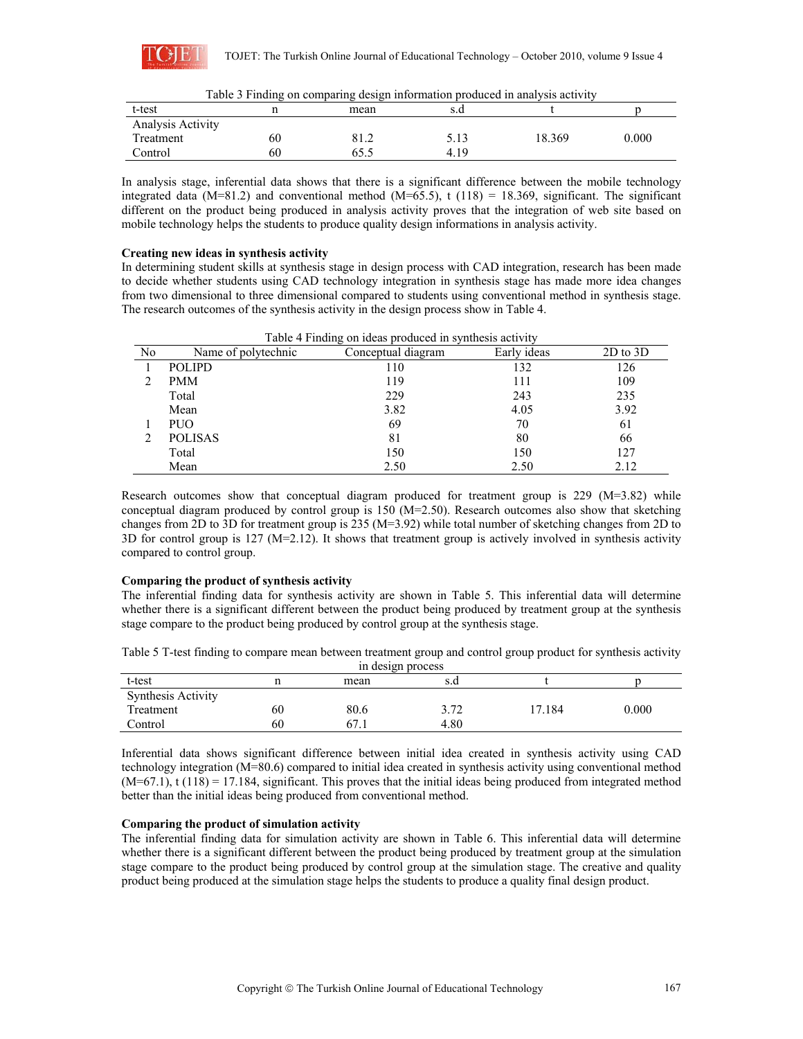Table 3 Finding on comparing design information produced in analysis activity

| t-test | n | mean | s.d | t | p |
|---|---|---|---|---|---|
| Analysis Activity | | | | | |
| Treatment | 60 | 81.2 | 5.13 | 18.369 | 0.000 |
| Control | 60 | 65.5 | 4.19 | | |

In analysis stage, inferential data shows that there is a significant difference between the mobile technology integrated data (M=81.2) and conventional method (M=65.5), t (118) = 18.369, significant. The significant different on the product being produced in analysis activity proves that the integration of web site based on mobile technology helps the students to produce quality design informations in analysis activity.

**Creating new ideas in synthesis activity**

In determining student skills at synthesis stage in design process with CAD integration, research has been made to decide whether students using CAD technology integration in synthesis stage has made more idea changes from two dimensional to three dimensional compared to students using conventional method in synthesis stage. The research outcomes of the synthesis activity in the design process show in Table 4.

Table 4 Finding on ideas produced in synthesis activity

| No | Name of polytechnic | Conceptual diagram | Early ideas | 2D to 3D |
|---|---|---|---|---|
| 1 | POLIPD | 110 | 132 | 126 |
| 2 | PMM | 119 | 111 | 109 |
| | Total | 229 | 243 | 235 |
| | Mean | 3.82 | 4.05 | 3.92 |
| 1 | PUO | 69 | 70 | 61 |
| 2 | POLISAS | 81 | 80 | 66 |
| | Total | 150 | 150 | 127 |
| | Mean | 2.50 | 2.50 | 2.12 |

Research outcomes show that conceptual diagram produced for treatment group is 229 (M=3.82) while conceptual diagram produced by control group is 150 (M=2.50). Research outcomes also show that sketching changes from 2D to 3D for treatment group is 235 (M=3.92) while total number of sketching changes from 2D to 3D for control group is 127 (M=2.12). It shows that treatment group is actively involved in synthesis activity compared to control group.

**Comparing the product of synthesis activity**

The inferential finding data for synthesis activity are shown in Table 5. This inferential data will determine whether there is a significant different between the product being produced by treatment group at the synthesis stage compare to the product being produced by control group at the synthesis stage.

Table 5 T-test finding to compare mean between treatment group and control group product for synthesis activity in design process

| t-test | n | mean | s.d | t | p |
|---|---|---|---|---|---|
| Synthesis Activity | | | | | |
| Treatment | 60 | 80.6 | 3.72 | 17.184 | 0.000 |
| Control | 60 | 67.1 | 4.80 | | |

Inferential data shows significant difference between initial idea created in synthesis activity using CAD technology integration (M=80.6) compared to initial idea created in synthesis activity using conventional method (M=67.1), t (118) = 17.184, significant. This proves that the initial ideas being produced from integrated method better than the initial ideas being produced from conventional method.

**Comparing the product of simulation activity**

The inferential finding data for simulation activity are shown in Table 6. This inferential data will determine whether there is a significant different between the product being produced by treatment group at the simulation stage compare to the product being produced by control group at the simulation stage. The creative and quality product being produced at the simulation stage helps the students to produce a quality final design product.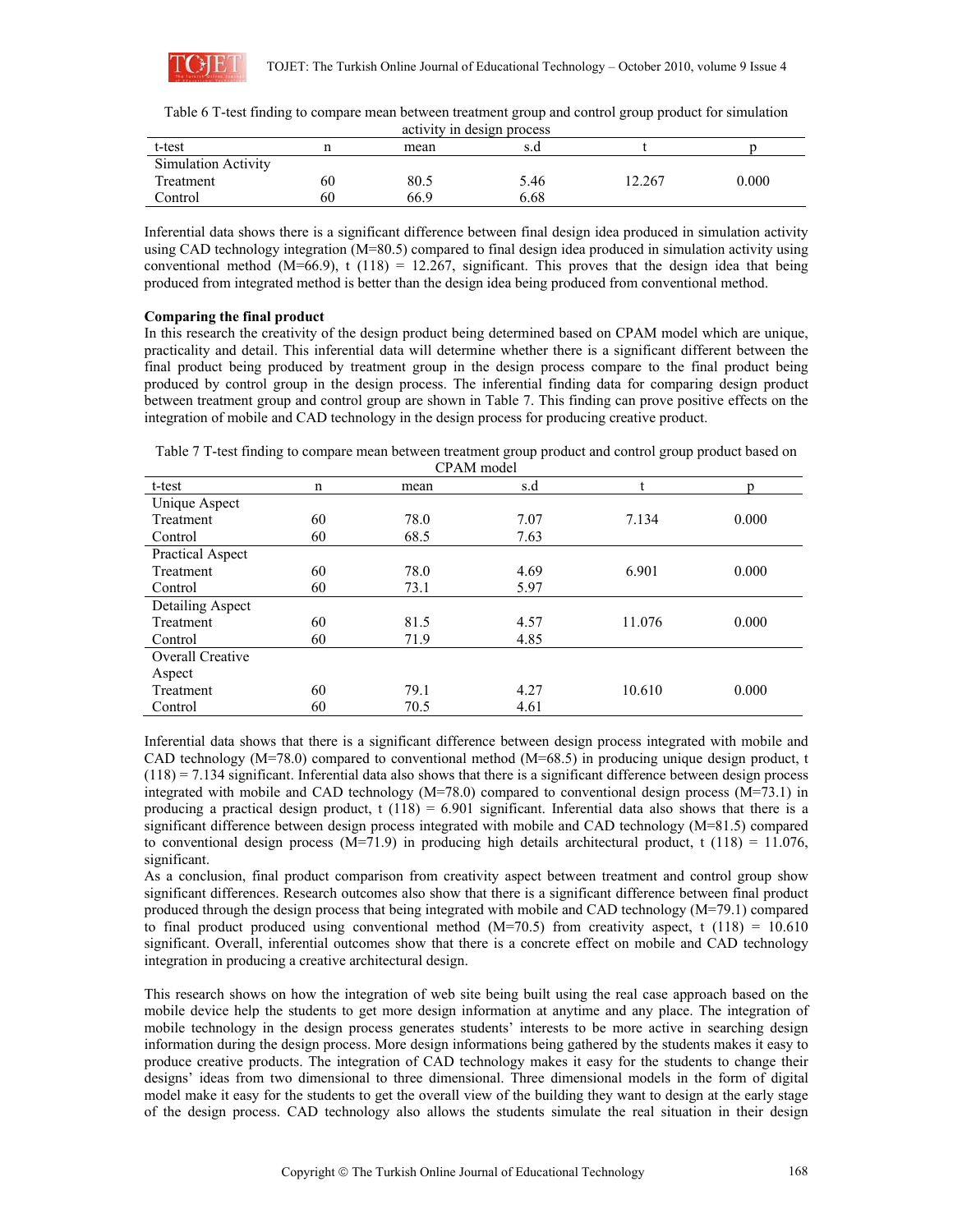Table 6 T-test finding to compare mean between treatment group and control group product for simulation activity in design process

| t-test | n | mean | s.d | t | p |
|---|---|---|---|---|---|
| Simulation Activity | | | | | |
| Treatment | 60 | 80.5 | 5.46 | 12.267 | 0.000 |
| Control | 60 | 66.9 | 6.68 | | |

Inferential data shows there is a significant difference between final design idea produced in simulation activity using CAD technology integration (M=80.5) compared to final design idea produced in simulation activity using conventional method (M=66.9), t (118) = 12.267, significant. This proves that the design idea that being produced from integrated method is better than the design idea being produced from conventional method.

**Comparing the final product**

In this research the creativity of the design product being determined based on CPAM model which are unique, practicality and detail. This inferential data will determine whether there is a significant different between the final product being produced by treatment group in the design process compare to the final product being produced by control group in the design process. The inferential finding data for comparing design product between treatment group and control group are shown in Table 7. This finding can prove positive effects on the integration of mobile and CAD technology in the design process for producing creative product.

Table 7 T-test finding to compare mean between treatment group product and control group product based on CPAM model

| t-test | n | mean | s.d | t | p |
|---|---|---|---|---|---|
| Unique Aspect | | | | | |
| Treatment | 60 | 78.0 | 7.07 | 7.134 | 0.000 |
| Control | 60 | 68.5 | 7.63 | | |
| Practical Aspect | | | | | |
| Treatment | 60 | 78.0 | 4.69 | 6.901 | 0.000 |
| Control | 60 | 73.1 | 5.97 | | |
| Detailing Aspect | | | | | |
| Treatment | 60 | 81.5 | 4.57 | 11.076 | 0.000 |
| Control | 60 | 71.9 | 4.85 | | |
| Overall Creative Aspect | | | | | |
| Treatment | 60 | 79.1 | 4.27 | 10.610 | 0.000 |
| Control | 60 | 70.5 | 4.61 | | |

Inferential data shows that there is a significant difference between design process integrated with mobile and CAD technology (M=78.0) compared to conventional method (M=68.5) in producing unique design product, t (118) = 7.134 significant. Inferential data also shows that there is a significant difference between design process integrated with mobile and CAD technology (M=78.0) compared to conventional design process (M=73.1) in producing a practical design product, t (118) = 6.901 significant. Inferential data also shows that there is a significant difference between design process integrated with mobile and CAD technology (M=81.5) compared to conventional design process (M=71.9) in producing high details architectural product, t (118) = 11.076, significant.

As a conclusion, final product comparison from creativity aspect between treatment and control group show significant differences. Research outcomes also show that there is a significant difference between final product produced through the design process that being integrated with mobile and CAD technology (M=79.1) compared to final product produced using conventional method (M=70.5) from creativity aspect, t (118) = 10.610 significant. Overall, inferential outcomes show that there is a concrete effect on mobile and CAD technology integration in producing a creative architectural design.

This research shows on how the integration of web site being built using the real case approach based on the mobile device help the students to get more design information at anytime and any place. The integration of mobile technology in the design process generates students' interests to be more active in searching design information during the design process. More design informations being gathered by the students makes it easy to produce creative products. The integration of CAD technology makes it easy for the students to change their designs' ideas from two dimensional to three dimensional. Three dimensional models in the form of digital model make it easy for the students to get the overall view of the building they want to design at the early stage of the design process. CAD technology also allows the students simulate the real situation in their design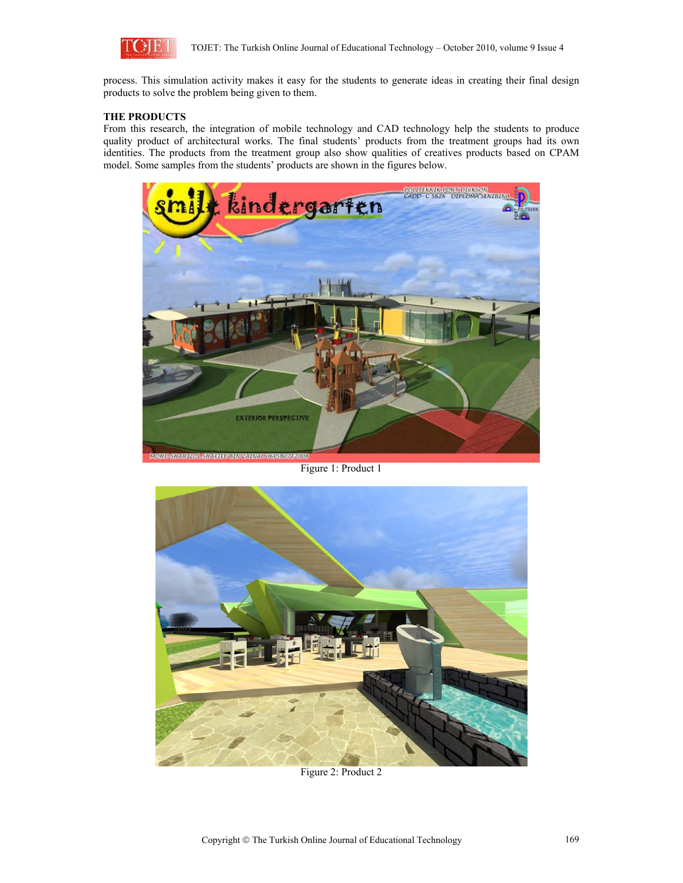process. This simulation activity makes it easy for the students to generate ideas in creating their final design products to solve the problem being given to them.

## THE PRODUCTS

From this research, the integration of mobile technology and CAD technology help the students to produce quality product of architectural works. The final students' products from the treatment groups had its own identities. The products from the treatment group also show qualities of creatives products based on CPAM model. Some samples from the students' products are shown in the figures below.

Figure 1: Product 1

Figure 2: Product 2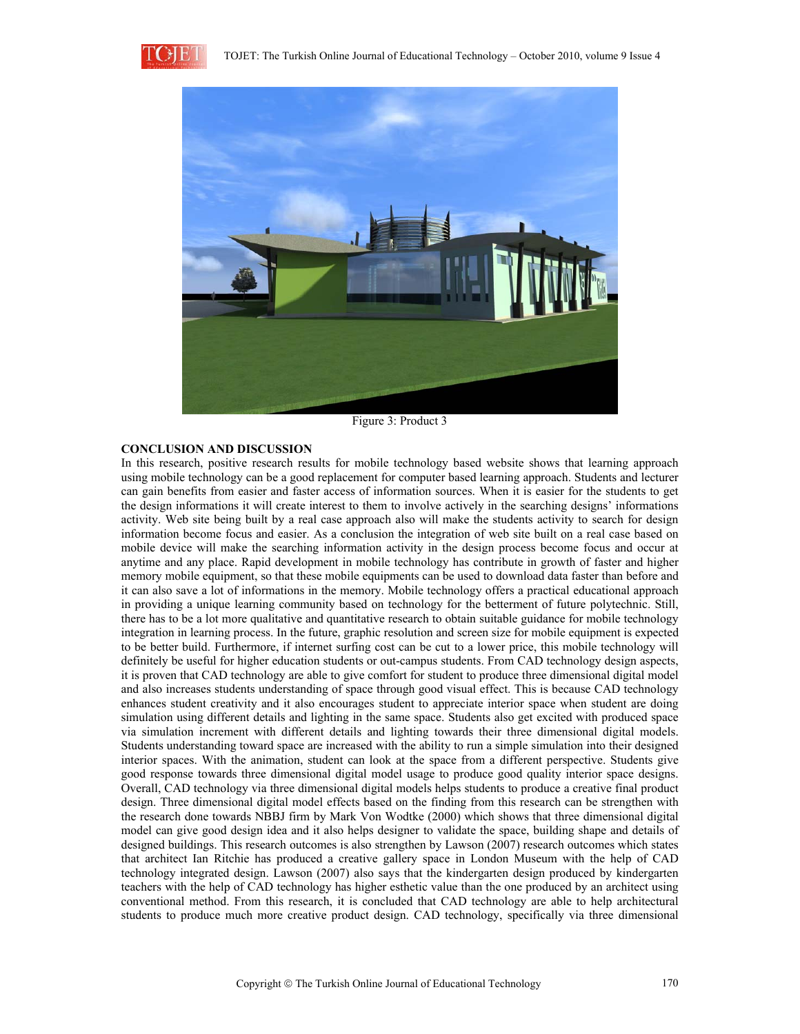Figure 3: Product 3

## CONCLUSION AND DISCUSSION

In this research, positive research results for mobile technology based website shows that learning approach using mobile technology can be a good replacement for computer based learning approach. Students and lecturer can gain benefits from easier and faster access of information sources. When it is easier for the students to get the design informations it will create interest to them to involve actively in the searching designs' informations activity. Web site being built by a real case approach also will make the students activity to search for design information become focus and easier. As a conclusion the integration of web site built on a real case based on mobile device will make the searching information activity in the design process become focus and occur at anytime and any place. Rapid development in mobile technology has contribute in growth of faster and higher memory mobile equipment, so that these mobile equipments can be used to download data faster than before and it can also save a lot of informations in the memory. Mobile technology offers a practical educational approach in providing a unique learning community based on technology for the betterment of future polytechnic. Still, there has to be a lot more qualitative and quantitative research to obtain suitable guidance for mobile technology integration in learning process. In the future, graphic resolution and screen size for mobile equipment is expected to be better build. Furthermore, if internet surfing cost can be cut to a lower price, this mobile technology will definitely be useful for higher education students or out-campus students. From CAD technology design aspects, it is proven that CAD technology are able to give comfort for student to produce three dimensional digital model and also increases students understanding of space through good visual effect. This is because CAD technology enhances student creativity and it also encourages student to appreciate interior space when student are doing simulation using different details and lighting in the same space. Students also get excited with produced space via simulation increment with different details and lighting towards their three dimensional digital models. Students understanding toward space are increased with the ability to run a simple simulation into their designed interior spaces. With the animation, student can look at the space from a different perspective. Students give good response towards three dimensional digital model usage to produce good quality interior space designs. Overall, CAD technology via three dimensional digital models helps students to produce a creative final product design. Three dimensional digital model effects based on the finding from this research can be strengthen with the research done towards NBBJ firm by Mark Von Wodtke (2000) which shows that three dimensional digital model can give good design idea and it also helps designer to validate the space, building shape and details of designed buildings. This research outcomes is also strengthen by Lawson (2007) research outcomes which states that architect Ian Ritchie has produced a creative gallery space in London Museum with the help of CAD technology integrated design. Lawson (2007) also says that the kindergarten design produced by kindergarten teachers with the help of CAD technology has higher esthetic value than the one produced by an architect using conventional method. From this research, it is concluded that CAD technology are able to help architectural students to produce much more creative product design. CAD technology, specifically via three dimensional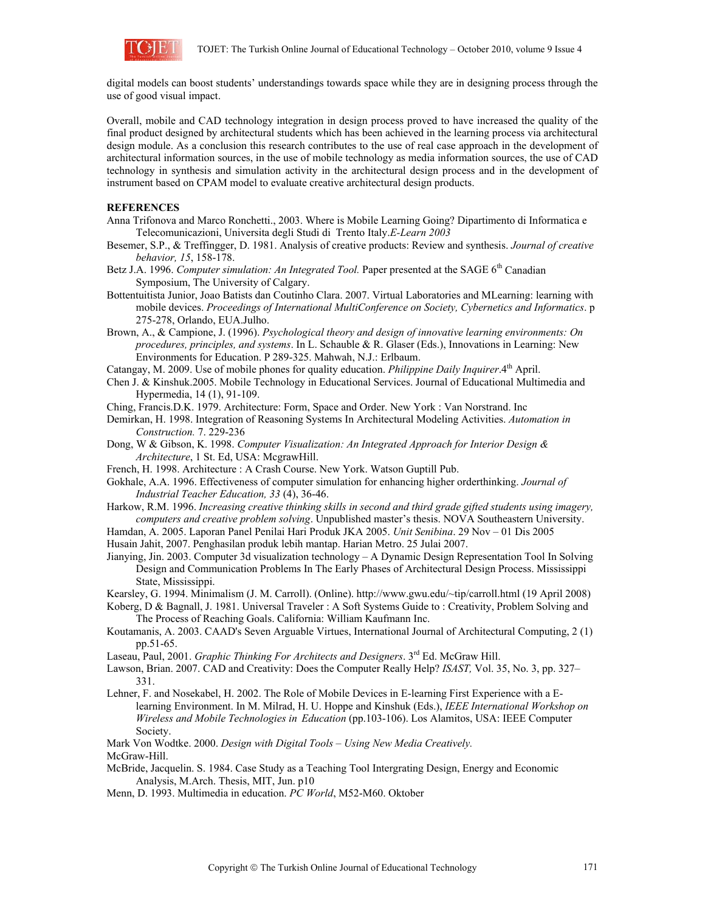digital models can boost students' understandings towards space while they are in designing process through the use of good visual impact.

Overall, mobile and CAD technology integration in design process proved to have increased the quality of the final product designed by architectural students which has been achieved in the learning process via architectural design module. As a conclusion this research contributes to the use of real case approach in the development of architectural information sources, in the use of mobile technology as media information sources, the use of CAD technology in synthesis and simulation activity in the architectural design process and in the development of instrument based on CPAM model to evaluate creative architectural design products.

**REFERENCES**

Anna Trifonova and Marco Ronchetti., 2003. Where is Mobile Learning Going? Dipartimento di Informatica e Telecomunicazioni, Universita degli Studi di Trento Italy.*E-Learn 2003*

Besemer, S.P., & Treffingger, D. 1981. Analysis of creative products: Review and synthesis. *Journal of creative behavior, 15*, 158-178.

Betz J.A. 1996. *Computer simulation: An Integrated Tool.* Paper presented at the SAGE 6th Canadian Symposium, The University of Calgary.

Bottentuitista Junior, Joao Batists dan Coutinho Clara. 2007. Virtual Laboratories and MLearning: learning with mobile devices. *Proceedings of International MultiConference on Society, Cybernetics and Informatics*. p 275-278, Orlando, EUA.Julho.

Brown, A., & Campione, J. (1996). *Psychological theory and design of innovative learning environments: On procedures, principles, and systems*. In L. Schauble & R. Glaser (Eds.), Innovations in Learning: New Environments for Education. P 289-325. Mahwah, N.J.: Erlbaum.

Catangay, M. 2009. Use of mobile phones for quality education. *Philippine Daily Inquirer*.4th April.

Chen J. & Kinshuk.2005. Mobile Technology in Educational Services. Journal of Educational Multimedia and Hypermedia, 14 (1), 91-109.

Ching, Francis.D.K. 1979. Architecture: Form, Space and Order. New York : Van Norstrand. Inc

Demirkan, H. 1998. Integration of Reasoning Systems In Architectural Modeling Activities. *Automation in Construction.* 7. 229-236

Dong, W & Gibson, K. 1998. *Computer Visualization: An Integrated Approach for Interior Design & Architecture*, 1 St. Ed, USA: McgrawHill.

French, H. 1998. Architecture : A Crash Course. New York. Watson Guptill Pub.

Gokhale, A.A. 1996. Effectiveness of computer simulation for enhancing higher orderthinking. *Journal of Industrial Teacher Education, 33* (4), 36-46.

Harkow, R.M. 1996. *Increasing creative thinking skills in second and third grade gifted students using imagery, computers and creative problem solving*. Unpublished master's thesis. NOVA Southeastern University.

Hamdan, A. 2005. Laporan Panel Penilai Hari Produk JKA 2005. *Unit Senibina*. 29 Nov – 01 Dis 2005

Husain Jahit, 2007. Penghasilan produk lebih mantap. Harian Metro. 25 Julai 2007.

Jianying, Jin. 2003. Computer 3d visualization technology – A Dynamic Design Representation Tool In Solving Design and Communication Problems In The Early Phases of Architectural Design Process. Mississippi State, Mississippi.

Kearsley, G. 1994. Minimalism (J. M. Carroll). (Online). http://www.gwu.edu/~tip/carroll.html (19 April 2008)

Koberg, D & Bagnall, J. 1981. Universal Traveler : A Soft Systems Guide to : Creativity, Problem Solving and The Process of Reaching Goals. California: William Kaufmann Inc.

Koutamanis, A. 2003. CAAD's Seven Arguable Virtues, International Journal of Architectural Computing, 2 (1) pp.51-65.

Laseau, Paul, 2001. *Graphic Thinking For Architects and Designers*. 3rd Ed. McGraw Hill.

Lawson, Brian. 2007. CAD and Creativity: Does the Computer Really Help? *ISAST,* Vol. 35, No. 3, pp. 327–331.

Lehner, F. and Nosekabel, H. 2002. The Role of Mobile Devices in E-learning First Experience with a E-learning Environment. In M. Milrad, H. U. Hoppe and Kinshuk (Eds.), *IEEE International Workshop on Wireless and Mobile Technologies in Education* (pp.103-106). Los Alamitos, USA: IEEE Computer Society.

Mark Von Wodtke. 2000. *Design with Digital Tools – Using New Media Creatively.* McGraw-Hill.

McBride, Jacquelin. S. 1984. Case Study as a Teaching Tool Intergrating Design, Energy and Economic Analysis, M.Arch. Thesis, MIT, Jun. p10

Menn, D. 1993. Multimedia in education. *PC World*, M52-M60. Oktober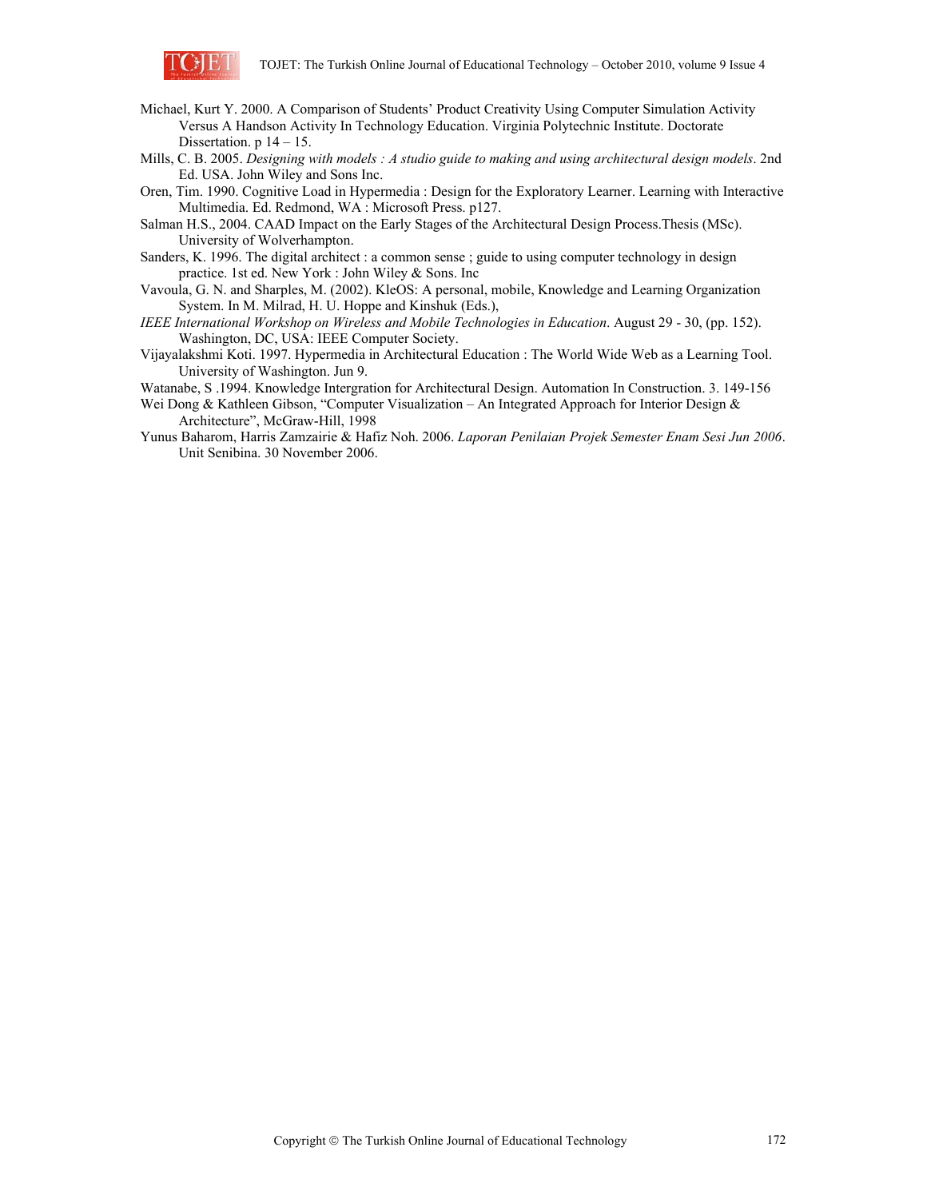Michael, Kurt Y. 2000. A Comparison of Students' Product Creativity Using Computer Simulation Activity Versus A Handson Activity In Technology Education. Virginia Polytechnic Institute. Doctorate Dissertation. p 14 – 15.

Mills, C. B. 2005. *Designing with models : A studio guide to making and using architectural design models*. 2nd Ed. USA. John Wiley and Sons Inc.

Oren, Tim. 1990. Cognitive Load in Hypermedia : Design for the Exploratory Learner. Learning with Interactive Multimedia. Ed. Redmond, WA : Microsoft Press. p127.

Salman H.S., 2004. CAAD Impact on the Early Stages of the Architectural Design Process.Thesis (MSc). University of Wolverhampton.

Sanders, K. 1996. The digital architect : a common sense ; guide to using computer technology in design practice. 1st ed. New York : John Wiley & Sons. Inc

Vavoula, G. N. and Sharples, M. (2002). KleOS: A personal, mobile, Knowledge and Learning Organization System. In M. Milrad, H. U. Hoppe and Kinshuk (Eds.),

*IEEE International Workshop on Wireless and Mobile Technologies in Education*. August 29 - 30, (pp. 152). Washington, DC, USA: IEEE Computer Society.

Vijayalakshmi Koti. 1997. Hypermedia in Architectural Education : The World Wide Web as a Learning Tool. University of Washington. Jun 9.

Watanabe, S .1994. Knowledge Intergration for Architectural Design. Automation In Construction. 3. 149-156

Wei Dong & Kathleen Gibson, "Computer Visualization – An Integrated Approach for Interior Design & Architecture", McGraw-Hill, 1998

Yunus Baharom, Harris Zamzairie & Hafiz Noh. 2006. *Laporan Penilaian Projek Semester Enam Sesi Jun 2006*. Unit Senibina. 30 November 2006.